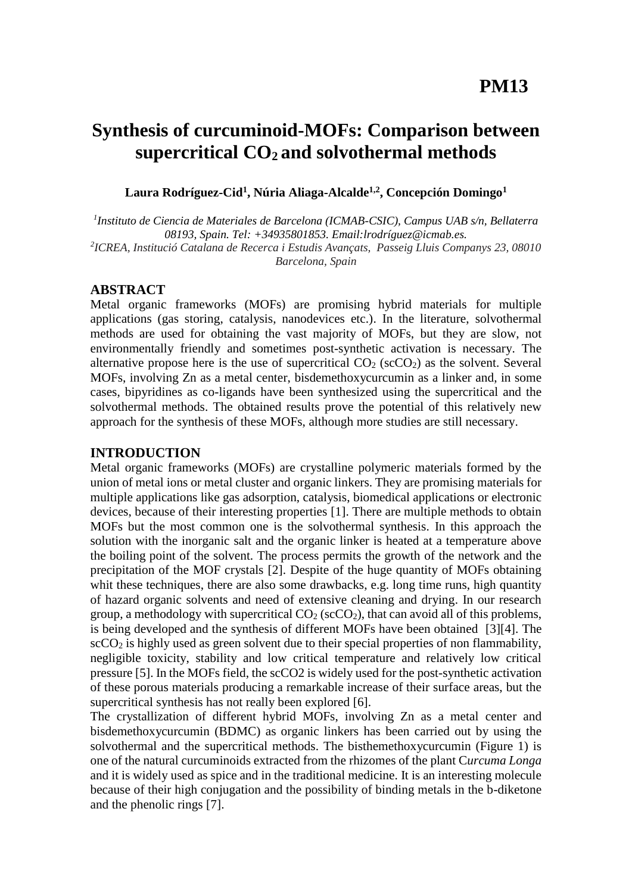**PM13**

# Synthesis of curcuminoid-MOFs: Comparison between supercritical $CO_2$ and solvothermal methods

**Laura Rodríguez-Cid[1], Núria Aliaga-Alcalde[1,2], Concepción Domingo[1]**

*[1]Instituto de Ciencia de Materiales de Barcelona (ICMAB-CSIC), Campus UAB s/n, Bellaterra 08193, Spain. Tel: +34935801853. Email:lrodríguez@icmab.es.*
*[2]ICREA, Institució Catalana de Recerca i Estudis Avançats, Passeig Lluis Companys 23, 08010 Barcelona, Spain*

## ABSTRACT

Metal organic frameworks (MOFs) are promising hybrid materials for multiple applications (gas storing, catalysis, nanodevices etc.). In the literature, solvothermal methods are used for obtaining the vast majority of MOFs, but they are slow, not environmentally friendly and sometimes post-synthetic activation is necessary. The alternative propose here is the use of supercritical $CO_2$ ($scCO_2$) as the solvent. Several MOFs, involving Zn as a metal center, bisdemethoxycurcumin as a linker and, in some cases, bipyridines as co-ligands have been synthesized using the supercritical and the solvothermal methods. The obtained results prove the potential of this relatively new approach for the synthesis of these MOFs, although more studies are still necessary.

## INTRODUCTION

Metal organic frameworks (MOFs) are crystalline polymeric materials formed by the union of metal ions or metal cluster and organic linkers. They are promising materials for multiple applications like gas adsorption, catalysis, biomedical applications or electronic devices, because of their interesting properties [1]. There are multiple methods to obtain MOFs but the most common one is the solvothermal synthesis. In this approach the solution with the inorganic salt and the organic linker is heated at a temperature above the boiling point of the solvent. The process permits the growth of the network and the precipitation of the MOF crystals [2]. Despite of the huge quantity of MOFs obtaining whit these techniques, there are also some drawbacks, e.g. long time runs, high quantity of hazard organic solvents and need of extensive cleaning and drying. In our research group, a methodology with supercritical $CO_2$ ($scCO_2$), that can avoid all of this problems, is being developed and the synthesis of different MOFs have been obtained [3][4]. The $scCO_2$ is highly used as green solvent due to their special properties of non flammability, negligible toxicity, stability and low critical temperature and relatively low critical pressure [5]. In the MOFs field, the scCO2 is widely used for the post-synthetic activation of these porous materials producing a remarkable increase of their surface areas, but the supercritical synthesis has not really been explored [6].

The crystallization of different hybrid MOFs, involving Zn as a metal center and bisdemethoxycurcumin (BDMC) as organic linkers has been carried out by using the solvothermal and the supercritical methods. The bisthemethoxycurcumin (Figure 1) is one of the natural curcuminoids extracted from the rhizomes of the plant C*urcuma Longa* and it is widely used as spice and in the traditional medicine. It is an interesting molecule because of their high conjugation and the possibility of binding metals in the b-diketone and the phenolic rings [7].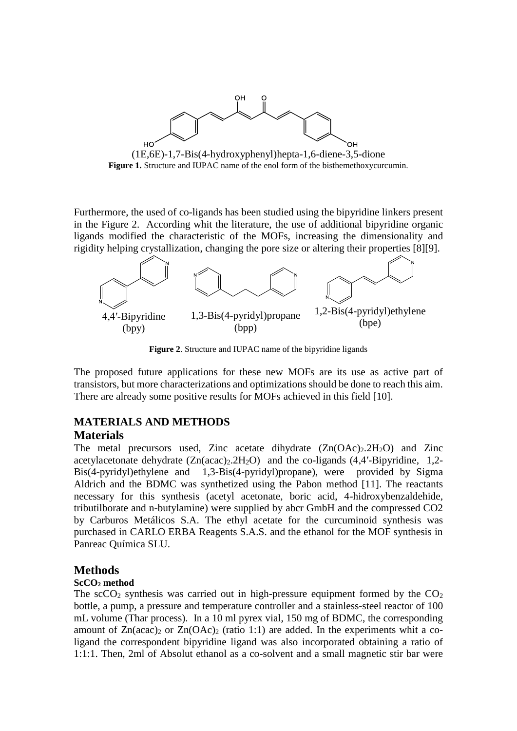(1E,6E)-1,7-Bis(4-hydroxyphenyl)hepta-1,6-diene-3,5-dione

**Figure 1.** Structure and IUPAC name of the enol form of the bisthemethoxycurcumin.

Furthermore, the used of co-ligands has been studied using the bipyridine linkers present in the Figure 2. According whit the literature, the use of additional bipyridine organic ligands modified the characteristic of the MOFs, increasing the dimensionality and rigidity helping crystallization, changing the pore size or altering their properties [8][9].

4,4′-Bipyridine (bpy)

1,3-Bis(4-pyridyl)propane (bpp)

1,2-Bis(4-pyridyl)ethylene (bpe)

**Figure 2**. Structure and IUPAC name of the bipyridine ligands

The proposed future applications for these new MOFs are its use as active part of transistors, but more characterizations and optimizations should be done to reach this aim. There are already some positive results for MOFs achieved in this field [10].

## MATERIALS AND METHODS

### Materials

The metal precursors used, Zinc acetate dihydrate ($Zn(OAc)_2.2H_2O$) and Zinc acetylacetonate dehydrate ($Zn(acac)_2.2H_2O$) and the co-ligands (4,4′-Bipyridine, 1,2-Bis(4-pyridyl)ethylene and 1,3-Bis(4-pyridyl)propane), were provided by Sigma Aldrich and the BDMC was synthetized using the Pabon method [11]. The reactants necessary for this synthesis (acetyl acetonate, boric acid, 4-hidroxybenzaldehide, tributilborate and n-butylamine) were supplied by abcr GmbH and the compressed CO2 by Carburos Metálicos S.A. The ethyl acetate for the curcuminoid synthesis was purchased in CARLO ERBA Reagents S.A.S. and the ethanol for the MOF synthesis in Panreac Química SLU.

### Methods

**ScCO$_2$ method**

The $scCO_2$ synthesis was carried out in high-pressure equipment formed by the $CO_2$ bottle, a pump, a pressure and temperature controller and a stainless-steel reactor of 100 mL volume (Thar process). In a 10 ml pyrex vial, 150 mg of BDMC, the corresponding amount of $Zn(acac)_2$ or $Zn(OAc)_2$ (ratio 1:1) are added. In the experiments whit a co-ligand the correspondent bipyridine ligand was also incorporated obtaining a ratio of 1:1:1. Then, 2ml of Absolut ethanol as a co-solvent and a small magnetic stir bar were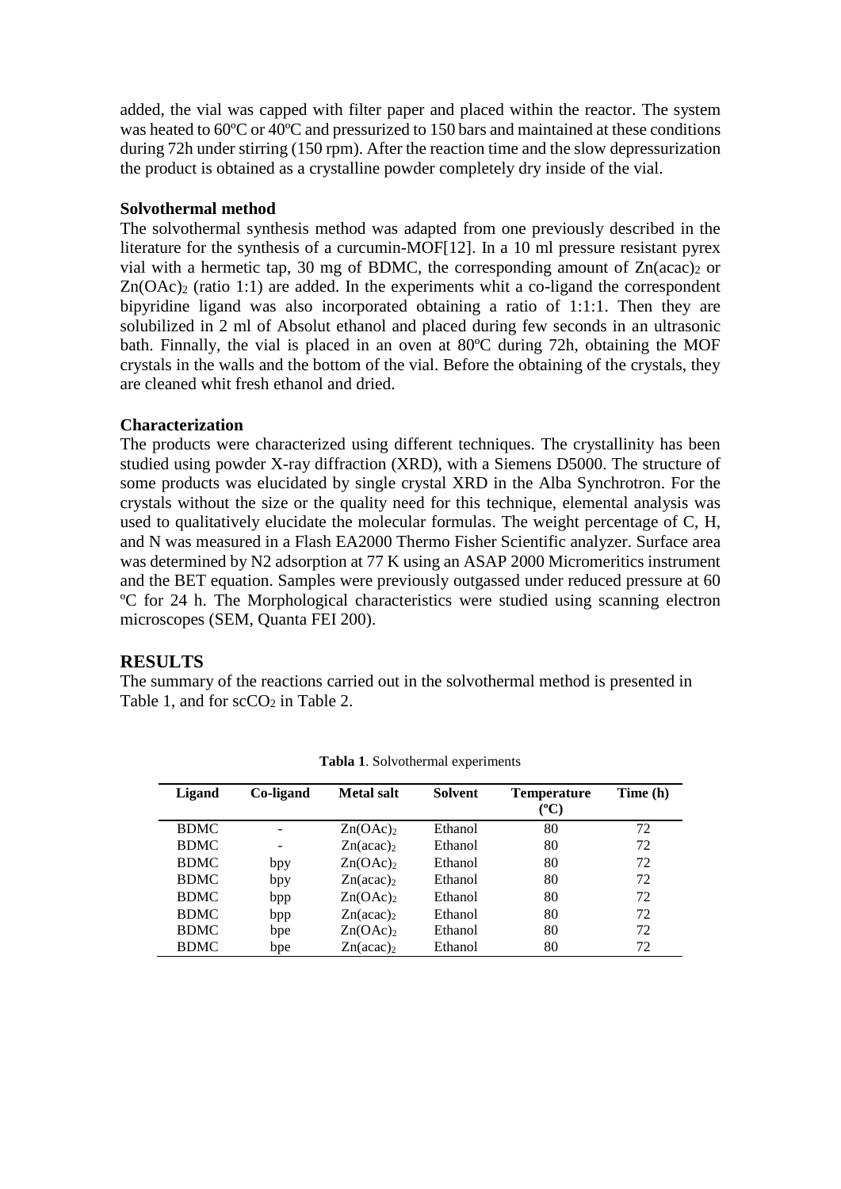added, the vial was capped with filter paper and placed within the reactor. The system was heated to 60ºC or 40ºC and pressurized to 150 bars and maintained at these conditions during 72h under stirring (150 rpm). After the reaction time and the slow depressurization the product is obtained as a crystalline powder completely dry inside of the vial.

**Solvothermal method**

The solvothermal synthesis method was adapted from one previously described in the literature for the synthesis of a curcumin-MOF[12]. In a 10 ml pressure resistant pyrex vial with a hermetic tap, 30 mg of BDMC, the corresponding amount of $Zn(acac)_2$ or $Zn(OAc)_2$ (ratio 1:1) are added. In the experiments whit a co-ligand the correspondent bipyridine ligand was also incorporated obtaining a ratio of 1:1:1. Then they are solubilized in 2 ml of Absolut ethanol and placed during few seconds in an ultrasonic bath. Finnally, the vial is placed in an oven at 80ºC during 72h, obtaining the MOF crystals in the walls and the bottom of the vial. Before the obtaining of the crystals, they are cleaned whit fresh ethanol and dried.

**Characterization**

The products were characterized using different techniques. The crystallinity has been studied using powder X-ray diffraction (XRD), with a Siemens D5000. The structure of some products was elucidated by single crystal XRD in the Alba Synchrotron. For the crystals without the size or the quality need for this technique, elemental analysis was used to qualitatively elucidate the molecular formulas. The weight percentage of C, H, and N was measured in a Flash EA2000 Thermo Fisher Scientific analyzer. Surface area was determined by N2 adsorption at 77 K using an ASAP 2000 Micromeritics instrument and the BET equation. Samples were previously outgassed under reduced pressure at 60 ºC for 24 h. The Morphological characteristics were studied using scanning electron microscopes (SEM, Quanta FEI 200).

## RESULTS

The summary of the reactions carried out in the solvothermal method is presented in Table 1, and for $scCO_2$ in Table 2.

**Tabla 1**. Solvothermal experiments

| Ligand | Co-ligand | Metal salt | Solvent | Temperature (ºC) | Time (h) |
|---|---|---|---|---|---|
| BDMC | - | $Zn(OAc)_2$ | Ethanol | 80 | 72 |
| BDMC | - | $Zn(acac)_2$ | Ethanol | 80 | 72 |
| BDMC | bpy | $Zn(OAc)_2$ | Ethanol | 80 | 72 |
| BDMC | bpy | $Zn(acac)_2$ | Ethanol | 80 | 72 |
| BDMC | bpp | $Zn(OAc)_2$ | Ethanol | 80 | 72 |
| BDMC | bpp | $Zn(acac)_2$ | Ethanol | 80 | 72 |
| BDMC | bpe | $Zn(OAc)_2$ | Ethanol | 80 | 72 |
| BDMC | bpe | $Zn(acac)_2$ | Ethanol | 80 | 72 |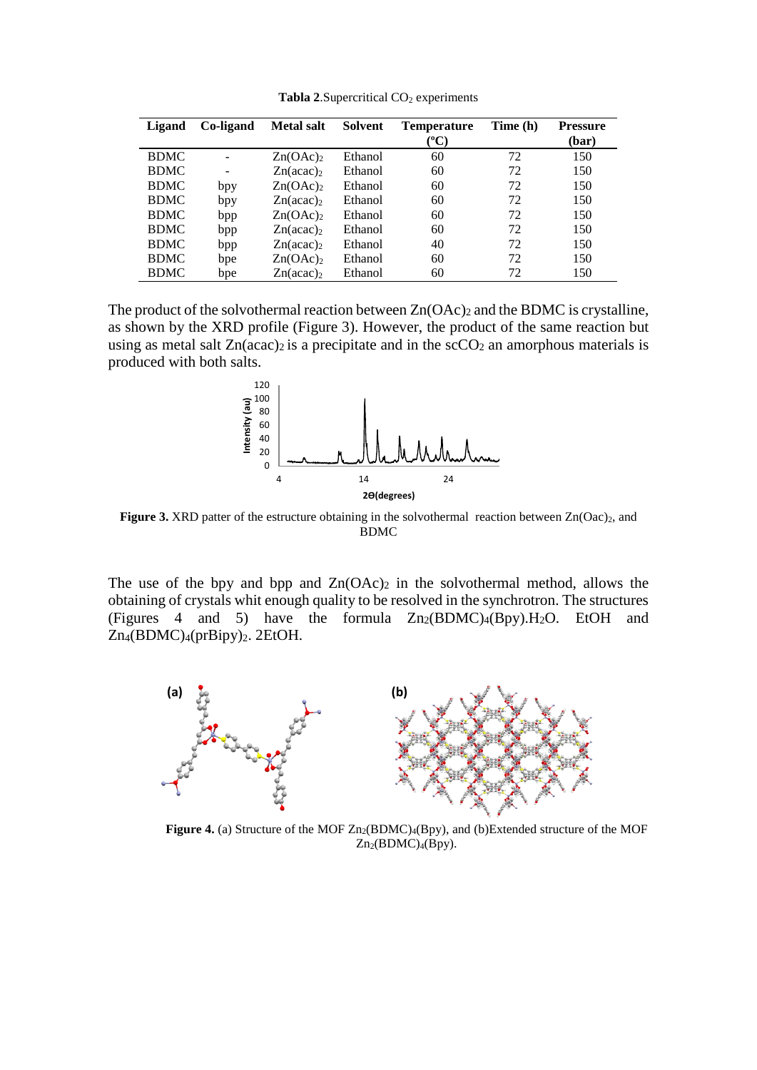**Tabla 2**.Supercritical $CO_2$ experiments

| Ligand | Co-ligand | Metal salt | Solvent | Temperature (ºC) | Time (h) | Pressure (bar) |
|---|---|---|---|---|---|---|
| BDMC | - | $Zn(OAc)_2$ | Ethanol | 60 | 72 | 150 |
| BDMC | - | $Zn(acac)_2$ | Ethanol | 60 | 72 | 150 |
| BDMC | bpy | $Zn(OAc)_2$ | Ethanol | 60 | 72 | 150 |
| BDMC | bpy | $Zn(acac)_2$ | Ethanol | 60 | 72 | 150 |
| BDMC | bpp | $Zn(OAc)_2$ | Ethanol | 60 | 72 | 150 |
| BDMC | bpp | $Zn(acac)_2$ | Ethanol | 60 | 72 | 150 |
| BDMC | bpp | $Zn(acac)_2$ | Ethanol | 40 | 72 | 150 |
| BDMC | bpe | $Zn(OAc)_2$ | Ethanol | 60 | 72 | 150 |
| BDMC | bpe | $Zn(acac)_2$ | Ethanol | 60 | 72 | 150 |

The product of the solvothermal reaction between $Zn(OAc)_2$ and the BDMC is crystalline, as shown by the XRD profile (Figure 3). However, the product of the same reaction but using as metal salt $Zn(acac)_2$ is a precipitate and in the $scCO_2$ an amorphous materials is produced with both salts.

Intensity (au)
120
100
80
60
40
20
0
4
14
24
2Θ(degrees)

**Figure 3.** XRD patter of the estructure obtaining in the solvothermal reaction between $Zn(Oac)_2$, and BDMC

The use of the bpy and bpp and $Zn(OAc)_2$ in the solvothermal method, allows the obtaining of crystals whit enough quality to be resolved in the synchrotron. The structures (Figures 4 and 5) have the formula $Zn_2(BDMC)_4(Bpy).H_2O$. EtOH and $Zn_4(BDMC)_4(prBipy)_2$. 2EtOH.

(a)
(b)

**Figure 4.** (a) Structure of the MOF $Zn_2(BDMC)_4(Bpy)$, and (b)Extended structure of the MOF $Zn_2(BDMC)_4(Bpy)$.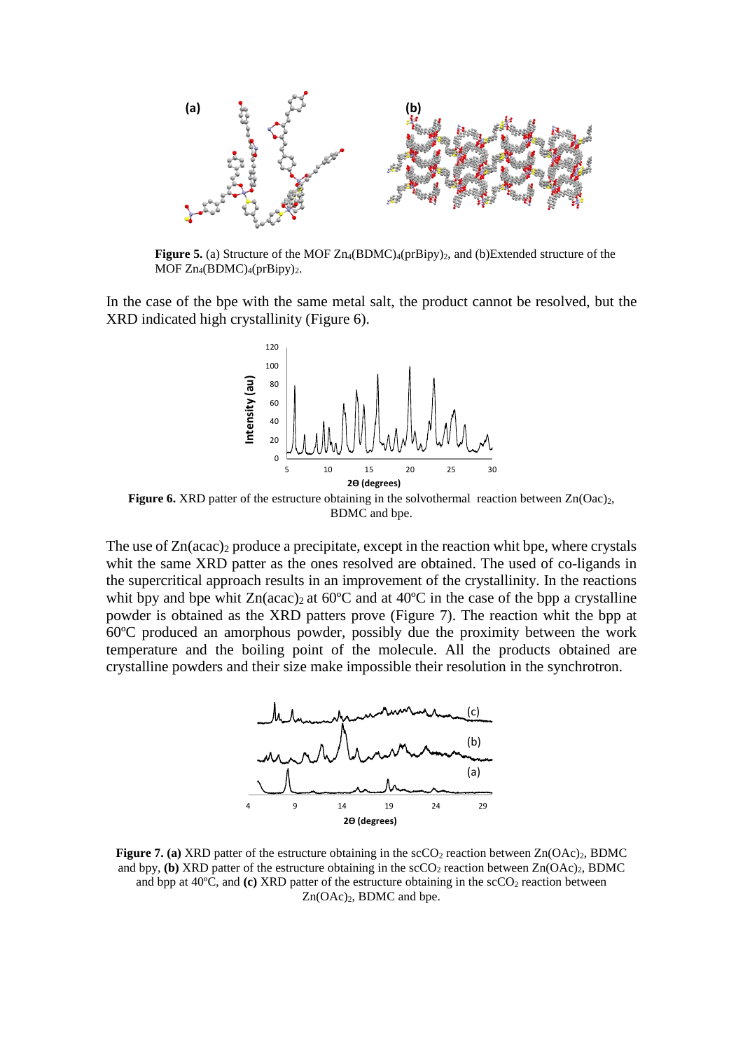(a)

(b)

**Figure 5.** (a) Structure of the MOF $Zn_4(BDMC)_4(prBipy)_2$, and (b)Extended structure of the MOF $Zn_4(BDMC)_4(prBipy)_2$.

In the case of the bpe with the same metal salt, the product cannot be resolved, but the XRD indicated high crystallinity (Figure 6).

Intensity (au)

0
20
40
60
80
100
120

5
10
15
20
25
30

2Θ (degrees)

**Figure 6.** XRD patter of the estructure obtaining in the solvothermal reaction between $Zn(Oac)_2$, BDMC and bpe.

The use of $Zn(acac)_2$ produce a precipitate, except in the reaction whit bpe, where crystals whit the same XRD patter as the ones resolved are obtained. The used of co-ligands in the supercritical approach results in an improvement of the crystallinity. In the reactions whit bpy and bpe whit $Zn(acac)_2$ at 60ºC and at 40ºC in the case of the bpp a crystalline powder is obtained as the XRD patters prove (Figure 7). The reaction whit the bpp at 60ºC produced an amorphous powder, possibly due the proximity between the work temperature and the boiling point of the molecule. All the products obtained are crystalline powders and their size make impossible their resolution in the synchrotron.

(c)

(b)

(a)

4
9
14
19
24
29

2Θ (degrees)

**Figure 7. (a)** XRD patter of the estructure obtaining in the $scCO_2$ reaction between $Zn(OAc)_2$, BDMC and bpy, **(b)** XRD patter of the estructure obtaining in the $scCO_2$ reaction between $Zn(OAc)_2$, BDMC and bpp at 40ºC, and **(c)** XRD patter of the estructure obtaining in the $scCO_2$ reaction between $Zn(OAc)_2$, BDMC and bpe.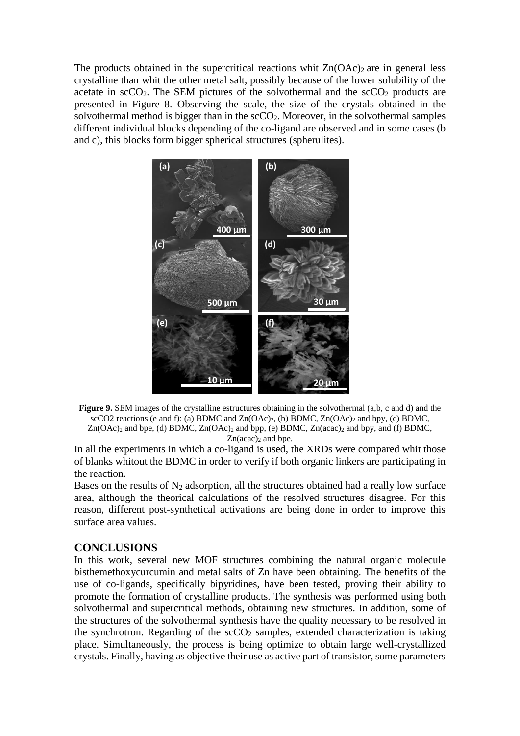The products obtained in the supercritical reactions whit $Zn(OAc)_2$ are in general less crystalline than whit the other metal salt, possibly because of the lower solubility of the acetate in $scCO_2$. The SEM pictures of the solvothermal and the $scCO_2$ products are presented in Figure 8. Observing the scale, the size of the crystals obtained in the solvothermal method is bigger than in the $scCO_2$. Moreover, in the solvothermal samples different individual blocks depending of the co-ligand are observed and in some cases (b and c), this blocks form bigger spherical structures (spherulites).

(a)
400 µm
(b)
300 µm
(c)
500 µm
(d)
30 µm
(e)
10 µm
(f)
20 µm

**Figure 9.** SEM images of the crystalline estructures obtaining in the solvothermal (a,b, c and d) and the scCO2 reactions (e and f): (a) BDMC and $Zn(OAc)_2$, (b) BDMC, $Zn(OAc)_2$ and bpy, (c) BDMC, $Zn(OAc)_2$ and bpe, (d) BDMC, $Zn(OAc)_2$ and bpp, (e) BDMC, $Zn(acac)_2$ and bpy, and (f) BDMC, $Zn(acac)_2$ and bpe.

In all the experiments in which a co-ligand is used, the XRDs were compared whit those of blanks whitout the BDMC in order to verify if both organic linkers are participating in the reaction.

Bases on the results of $N_2$ adsorption, all the structures obtained had a really low surface area, although the theorical calculations of the resolved structures disagree. For this reason, different post-synthetical activations are being done in order to improve this surface area values.

## CONCLUSIONS

In this work, several new MOF structures combining the natural organic molecule bisthemethoxycurcumin and metal salts of Zn have been obtaining. The benefits of the use of co-ligands, specifically bipyridines, have been tested, proving their ability to promote the formation of crystalline products. The synthesis was performed using both solvothermal and supercritical methods, obtaining new structures. In addition, some of the structures of the solvothermal synthesis have the quality necessary to be resolved in the synchrotron. Regarding of the $scCO_2$ samples, extended characterization is taking place. Simultaneously, the process is being optimize to obtain large well-crystallized crystals. Finally, having as objective their use as active part of transistor, some parameters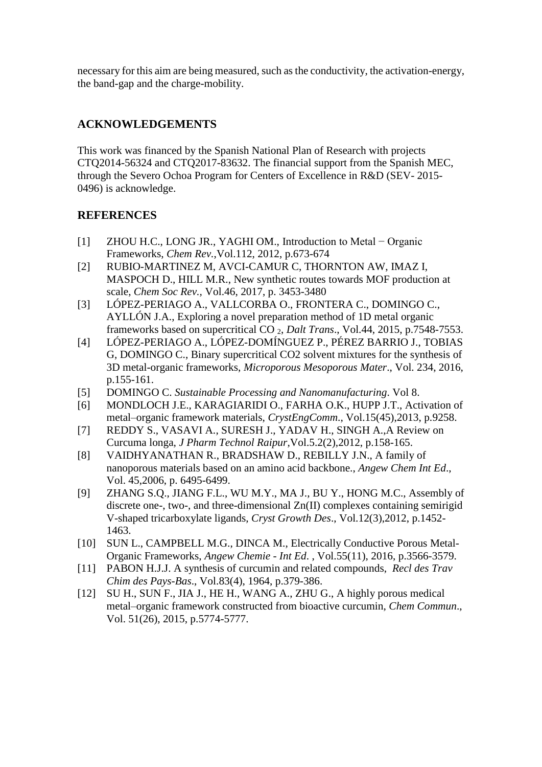necessary for this aim are being measured, such as the conductivity, the activation-energy, the band-gap and the charge-mobility.

## ACKNOWLEDGEMENTS

This work was financed by the Spanish National Plan of Research with projects CTQ2014-56324 and CTQ2017-83632. The financial support from the Spanish MEC, through the Severo Ochoa Program for Centers of Excellence in R&D (SEV- 2015-0496) is acknowledge.

## REFERENCES

[1] ZHOU H.C., LONG JR., YAGHI OM., Introduction to Metal − Organic Frameworks, *Chem Rev.*,Vol.112, 2012, p.673-674

[2] RUBIO-MARTINEZ M, AVCI-CAMUR C, THORNTON AW, IMAZ I, MASPOCH D., HILL M.R., New synthetic routes towards MOF production at scale, *Chem Soc Rev.*, Vol.46, 2017, p. 3453-3480

[3] LÓPEZ-PERIAGO A., VALLCORBA O., FRONTERA C., DOMINGO C., AYLLÓN J.A., Exploring a novel preparation method of 1D metal organic frameworks based on supercritical $CO_2$, *Dalt Trans*., Vol.44, 2015, p.7548-7553.

[4] LÓPEZ-PERIAGO A., LÓPEZ-DOMÍNGUEZ P., PÉREZ BARRIO J., TOBIAS G, DOMINGO C., Binary supercritical CO2 solvent mixtures for the synthesis of 3D metal-organic frameworks, *Microporous Mesoporous Mater*., Vol. 234, 2016, p.155-161.

[5] DOMINGO C. *Sustainable Processing and Nanomanufacturing*. Vol 8.

[6] MONDLOCH J.E., KARAGIARIDI O., FARHA O.K., HUPP J.T., Activation of metal–organic framework materials, *CrystEngComm*., Vol.15(45),2013, p.9258.

[7] REDDY S., VASAVI A., SURESH J., YADAV H., SINGH A.,A Review on Curcuma longa, *J Pharm Technol Raipur*,Vol.5.2(2),2012, p.158-165.

[8] VAIDHYANATHAN R., BRADSHAW D., REBILLY J.N., A family of nanoporous materials based on an amino acid backbone., *Angew Chem Int Ed*., Vol. 45,2006, p. 6495-6499.

[9] ZHANG S.Q., JIANG F.L., WU M.Y., MA J., BU Y., HONG M.C., Assembly of discrete one-, two-, and three-dimensional Zn(II) complexes containing semirigid V-shaped tricarboxylate ligands, *Cryst Growth Des*., Vol.12(3),2012, p.1452-1463.

[10] SUN L., CAMPBELL M.G., DINCA M., Electrically Conductive Porous Metal-Organic Frameworks, *Angew Chemie - Int Ed.* , Vol.55(11), 2016, p.3566-3579.

[11] PABON H.J.J. A synthesis of curcumin and related compounds, *Recl des Trav Chim des Pays-Bas*., Vol.83(4), 1964, p.379-386.

[12] SU H., SUN F., JIA J., HE H., WANG A., ZHU G., A highly porous medical metal–organic framework constructed from bioactive curcumin, *Chem Commun*., Vol. 51(26), 2015, p.5774-5777.